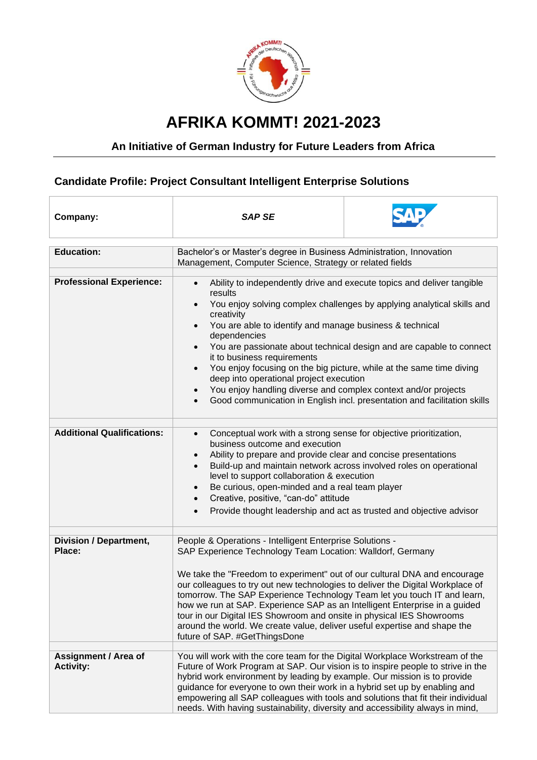# AFRIKA KOMMT! 2021-2023

### An Initiative of German Industry for Future Leaders from Africa

## Candidate Profile: Project Consultant Intelligent Enterprise Solutions

| **Company:** | ***SAP SE*** | |
|---|---|---|

| | |
|---|---|
| **Education:** | Bachelor's or Master's degree in Business Administration, Innovation Management, Computer Science, Strategy or related fields |
| **Professional Experience:** | • Ability to independently drive and execute topics and deliver tangible results<br>• You enjoy solving complex challenges by applying analytical skills and creativity<br>• You are able to identify and manage business & technical dependencies<br>• You are passionate about technical design and are capable to connect it to business requirements<br>• You enjoy focusing on the big picture, while at the same time diving deep into operational project execution<br>• You enjoy handling diverse and complex context and/or projects<br>• Good communication in English incl. presentation and facilitation skills |
| **Additional Qualifications:** | • Conceptual work with a strong sense for objective prioritization, business outcome and execution<br>• Ability to prepare and provide clear and concise presentations<br>• Build-up and maintain network across involved roles on operational level to support collaboration & execution<br>• Be curious, open-minded and a real team player<br>• Creative, positive, "can-do" attitude<br>• Provide thought leadership and act as trusted and objective advisor |
| **Division / Department, Place:** | People & Operations - Intelligent Enterprise Solutions - SAP Experience Technology Team Location: Walldorf, Germany<br><br>We take the "Freedom to experiment" out of our cultural DNA and encourage our colleagues to try out new technologies to deliver the Digital Workplace of tomorrow. The SAP Experience Technology Team let you touch IT and learn, how we run at SAP. Experience SAP as an Intelligent Enterprise in a guided tour in our Digital IES Showroom and onsite in physical IES Showrooms around the world. We create value, deliver useful expertise and shape the future of SAP. #GetThingsDone |
| **Assignment / Area of Activity:** | You will work with the core team for the Digital Workplace Workstream of the Future of Work Program at SAP. Our vision is to inspire people to strive in the hybrid work environment by leading by example. Our mission is to provide guidance for everyone to own their work in a hybrid set up by enabling and empowering all SAP colleagues with tools and solutions that fit their individual needs. With having sustainability, diversity and accessibility always in mind, |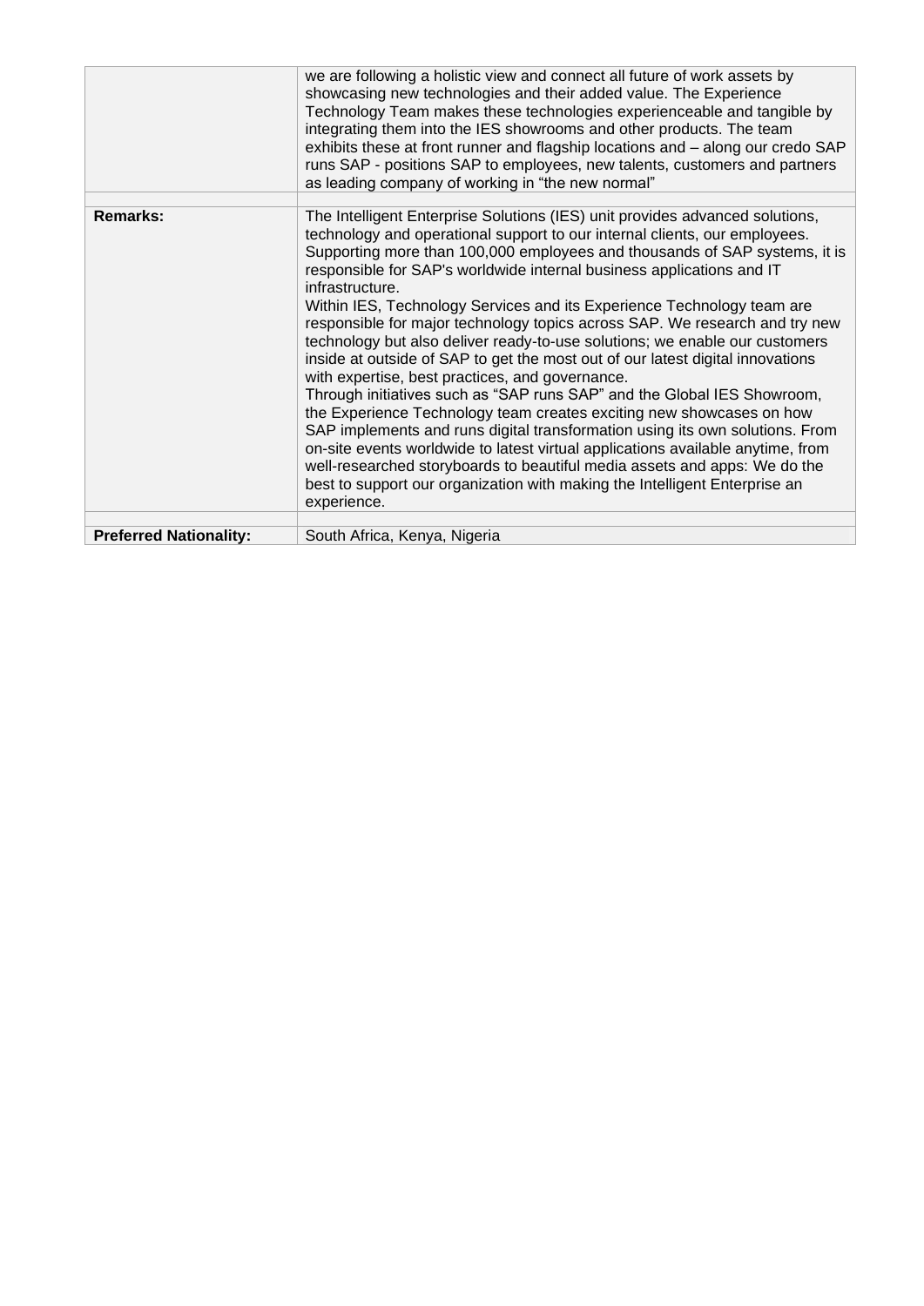| | |
|---|---|
| | we are following a holistic view and connect all future of work assets by showcasing new technologies and their added value. The Experience Technology Team makes these technologies experienceable and tangible by integrating them into the IES showrooms and other products. The team exhibits these at front runner and flagship locations and – along our credo SAP runs SAP - positions SAP to employees, new talents, customers and partners as leading company of working in “the new normal” |
| | |
| **Remarks:** | The Intelligent Enterprise Solutions (IES) unit provides advanced solutions, technology and operational support to our internal clients, our employees. Supporting more than 100,000 employees and thousands of SAP systems, it is responsible for SAP's worldwide internal business applications and IT infrastructure.<br>Within IES, Technology Services and its Experience Technology team are responsible for major technology topics across SAP. We research and try new technology but also deliver ready-to-use solutions; we enable our customers inside at outside of SAP to get the most out of our latest digital innovations with expertise, best practices, and governance.<br>Through initiatives such as “SAP runs SAP” and the Global IES Showroom, the Experience Technology team creates exciting new showcases on how SAP implements and runs digital transformation using its own solutions. From on-site events worldwide to latest virtual applications available anytime, from well-researched storyboards to beautiful media assets and apps: We do the best to support our organization with making the Intelligent Enterprise an experience. |
| | |
| **Preferred Nationality:** | South Africa, Kenya, Nigeria |